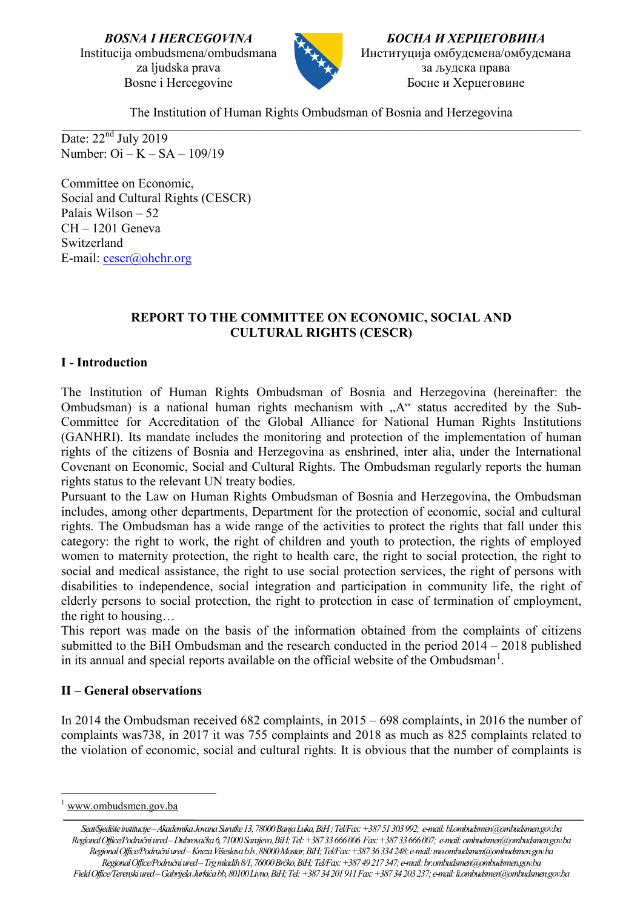*BOSNA I HERCEGOVINA*
Institucija ombudsmena/ombudsmana
za ljudska prava
Bosne i Hercegovine

*БОСНА И ХЕРЦЕГОВИНА*
Институција омбудсмена/омбудсмана
за људска права
Босне и Херцеговине

The Institution of Human Rights Ombudsman of Bosnia and Herzegovina

Date: 22nd July 2019
Number: Oi – K – SA – 109/19

Committee on Economic,
Social and Cultural Rights (CESCR)
Palais Wilson – 52
CH – 1201 Geneva
Switzerland
E-mail: cescr@ohchr.org

## REPORT TO THE COMMITTEE ON ECONOMIC, SOCIAL AND CULTURAL RIGHTS (CESCR)

### I - Introduction

The Institution of Human Rights Ombudsman of Bosnia and Herzegovina (hereinafter: the Ombudsman) is a national human rights mechanism with „A" status accredited by the Sub-Committee for Accreditation of the Global Alliance for National Human Rights Institutions (GANHRI). Its mandate includes the monitoring and protection of the implementation of human rights of the citizens of Bosnia and Herzegovina as enshrined, inter alia, under the International Covenant on Economic, Social and Cultural Rights. The Ombudsman regularly reports the human rights status to the relevant UN treaty bodies.

Pursuant to the Law on Human Rights Ombudsman of Bosnia and Herzegovina, the Ombudsman includes, among other departments, Department for the protection of economic, social and cultural rights. The Ombudsman has a wide range of the activities to protect the rights that fall under this category: the right to work, the right of children and youth to protection, the rights of employed women to maternity protection, the right to health care, the right to social protection, the right to social and medical assistance, the right to use social protection services, the right of persons with disabilities to independence, social integration and participation in community life, the right of elderly persons to social protection, the right to protection in case of termination of employment, the right to housing…

This report was made on the basis of the information obtained from the complaints of citizens submitted to the BiH Ombudsman and the research conducted in the period 2014 – 2018 published in its annual and special reports available on the official website of the Ombudsman[1].

### II – General observations

In 2014 the Ombudsman received 682 complaints, in 2015 – 698 complaints, in 2016 the number of complaints was738, in 2017 it was 755 complaints and 2018 as much as 825 complaints related to the violation of economic, social and cultural rights. It is obvious that the number of complaints is

[1] www.ombudsmen.gov.ba

*Seat/Sjedište institucije – Akademika Jovana Surutke 13, 78000 Banja Luka, BiH ; Tel/Fax: +387 51 303 992; e-mail: bl.ombudsmen@ombudsmen.gov.ba*
*Regional Office/Područni ured – Dubrovačka 6, 71000 Sarajevo, BiH; Tel: +387 33 666 006 Fax: +387 33 666 007; e-mail: ombudsmen@ombudsmen.gov.ba*
*Regional Office/Područni ured – Kneza Višeslava b.b., 88000 Mostar, BiH; Tel/Fax: +387 36 334 248; e-mail: mo.ombudsmen@ombudsmen.gov.ba*
*Regional Office/Područni ured – Trg mladih 8/1, 76000 Brčko, BiH; Tel/Fax: +387 49 217 347; e-mail: br.ombudsmen@ombudsmen.gov.ba*
*Field Office/Terenski ured – Gabrijela Jurkića bb, 80100 Livno, BiH; Tel: +387 34 201 911 Fax: +387 34 203 237; e-mail: li.ombudsmen@ombudsmen.gov.ba*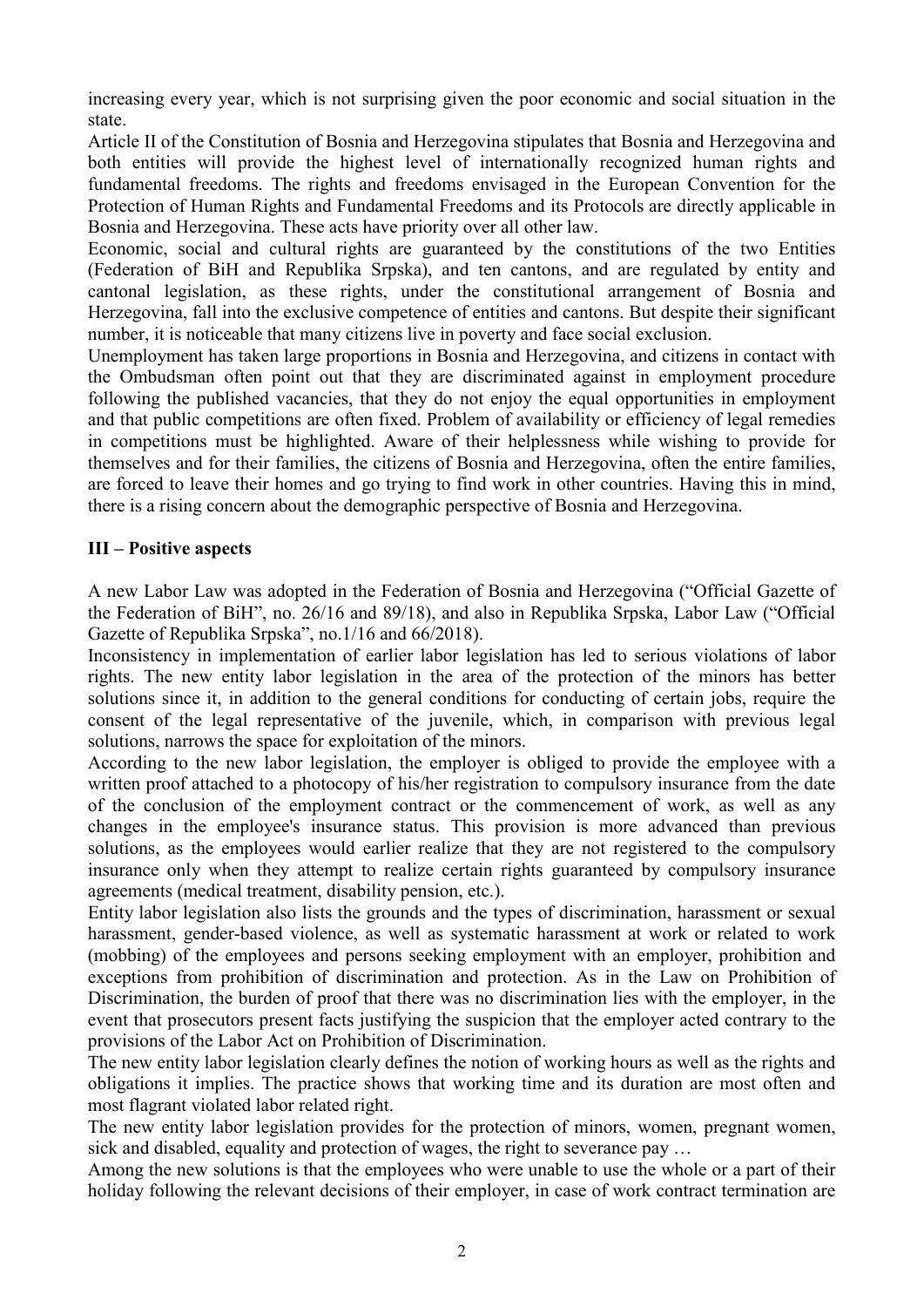increasing every year, which is not surprising given the poor economic and social situation in the state.

Article II of the Constitution of Bosnia and Herzegovina stipulates that Bosnia and Herzegovina and both entities will provide the highest level of internationally recognized human rights and fundamental freedoms. The rights and freedoms envisaged in the European Convention for the Protection of Human Rights and Fundamental Freedoms and its Protocols are directly applicable in Bosnia and Herzegovina. These acts have priority over all other law.

Economic, social and cultural rights are guaranteed by the constitutions of the two Entities (Federation of BiH and Republika Srpska), and ten cantons, and are regulated by entity and cantonal legislation, as these rights, under the constitutional arrangement of Bosnia and Herzegovina, fall into the exclusive competence of entities and cantons. But despite their significant number, it is noticeable that many citizens live in poverty and face social exclusion.

Unemployment has taken large proportions in Bosnia and Herzegovina, and citizens in contact with the Ombudsman often point out that they are discriminated against in employment procedure following the published vacancies, that they do not enjoy the equal opportunities in employment and that public competitions are often fixed. Problem of availability or efficiency of legal remedies in competitions must be highlighted. Aware of their helplessness while wishing to provide for themselves and for their families, the citizens of Bosnia and Herzegovina, often the entire families, are forced to leave their homes and go trying to find work in other countries. Having this in mind, there is a rising concern about the demographic perspective of Bosnia and Herzegovina.

## III – Positive aspects

A new Labor Law was adopted in the Federation of Bosnia and Herzegovina ("Official Gazette of the Federation of BiH", no. 26/16 and 89/18), and also in Republika Srpska, Labor Law ("Official Gazette of Republika Srpska", no.1/16 and 66/2018).

Inconsistency in implementation of earlier labor legislation has led to serious violations of labor rights. The new entity labor legislation in the area of the protection of the minors has better solutions since it, in addition to the general conditions for conducting of certain jobs, require the consent of the legal representative of the juvenile, which, in comparison with previous legal solutions, narrows the space for exploitation of the minors.

According to the new labor legislation, the employer is obliged to provide the employee with a written proof attached to a photocopy of his/her registration to compulsory insurance from the date of the conclusion of the employment contract or the commencement of work, as well as any changes in the employee's insurance status. This provision is more advanced than previous solutions, as the employees would earlier realize that they are not registered to the compulsory insurance only when they attempt to realize certain rights guaranteed by compulsory insurance agreements (medical treatment, disability pension, etc.).

Entity labor legislation also lists the grounds and the types of discrimination, harassment or sexual harassment, gender-based violence, as well as systematic harassment at work or related to work (mobbing) of the employees and persons seeking employment with an employer, prohibition and exceptions from prohibition of discrimination and protection. As in the Law on Prohibition of Discrimination, the burden of proof that there was no discrimination lies with the employer, in the event that prosecutors present facts justifying the suspicion that the employer acted contrary to the provisions of the Labor Act on Prohibition of Discrimination.

The new entity labor legislation clearly defines the notion of working hours as well as the rights and obligations it implies. The practice shows that working time and its duration are most often and most flagrant violated labor related right.

The new entity labor legislation provides for the protection of minors, women, pregnant women, sick and disabled, equality and protection of wages, the right to severance pay …

Among the new solutions is that the employees who were unable to use the whole or a part of their holiday following the relevant decisions of their employer, in case of work contract termination are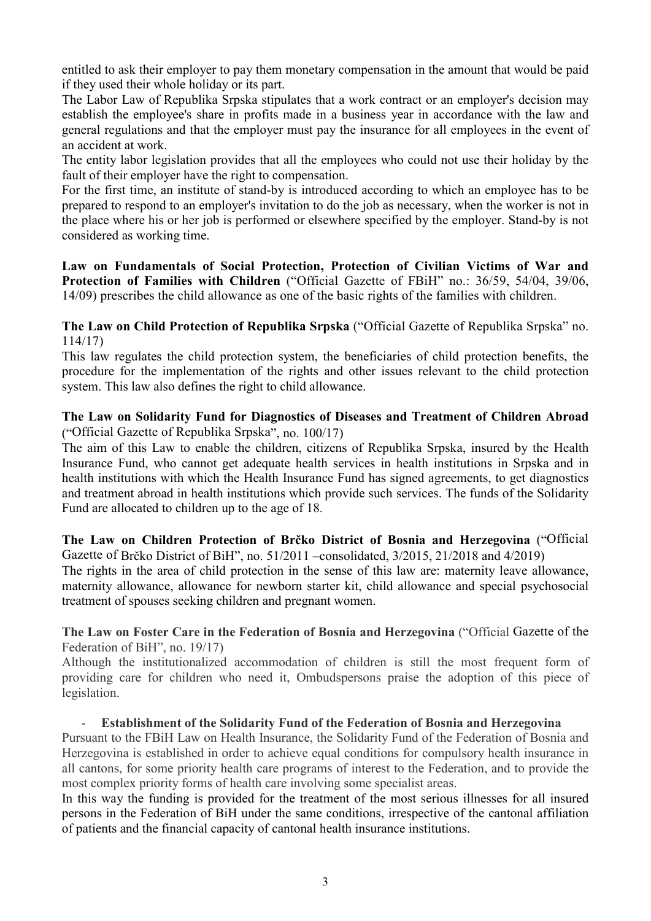entitled to ask their employer to pay them monetary compensation in the amount that would be paid if they used their whole holiday or its part.

The Labor Law of Republika Srpska stipulates that a work contract or an employer's decision may establish the employee's share in profits made in a business year in accordance with the law and general regulations and that the employer must pay the insurance for all employees in the event of an accident at work.

The entity labor legislation provides that all the employees who could not use their holiday by the fault of their employer have the right to compensation.

For the first time, an institute of stand-by is introduced according to which an employee has to be prepared to respond to an employer's invitation to do the job as necessary, when the worker is not in the place where his or her job is performed or elsewhere specified by the employer. Stand-by is not considered as working time.

**Law on Fundamentals of Social Protection, Protection of Civilian Victims of War and Protection of Families with Children** ("Official Gazette of FBiH" no.: 36/59, 54/04, 39/06, 14/09) prescribes the child allowance as one of the basic rights of the families with children.

**The Law on Child Protection of Republika Srpska** ("Official Gazette of Republika Srpska" no. 114/17)

This law regulates the child protection system, the beneficiaries of child protection benefits, the procedure for the implementation of the rights and other issues relevant to the child protection system. This law also defines the right to child allowance.

**The Law on Solidarity Fund for Diagnostics of Diseases and Treatment of Children Abroad** ("Official Gazette of Republika Srpska", no. 100/17)

The aim of this Law to enable the children, citizens of Republika Srpska, insured by the Health Insurance Fund, who cannot get adequate health services in health institutions in Srpska and in health institutions with which the Health Insurance Fund has signed agreements, to get diagnostics and treatment abroad in health institutions which provide such services. The funds of the Solidarity Fund are allocated to children up to the age of 18.

**The Law on Children Protection of Brčko District of Bosnia and Herzegovina** ("Official Gazette of Brčko District of BiH", no. 51/2011 –consolidated, 3/2015, 21/2018 and 4/2019)

The rights in the area of child protection in the sense of this law are: maternity leave allowance, maternity allowance, allowance for newborn starter kit, child allowance and special psychosocial treatment of spouses seeking children and pregnant women.

**The Law on Foster Care in the Federation of Bosnia and Herzegovina** ("Official Gazette of the Federation of BiH", no. 19/17)

Although the institutionalized accommodation of children is still the most frequent form of providing care for children who need it, Ombudspersons praise the adoption of this piece of legislation.

- **Establishment of the Solidarity Fund of the Federation of Bosnia and Herzegovina**

Pursuant to the FBiH Law on Health Insurance, the Solidarity Fund of the Federation of Bosnia and Herzegovina is established in order to achieve equal conditions for compulsory health insurance in all cantons, for some priority health care programs of interest to the Federation, and to provide the most complex priority forms of health care involving some specialist areas.

In this way the funding is provided for the treatment of the most serious illnesses for all insured persons in the Federation of BiH under the same conditions, irrespective of the cantonal affiliation of patients and the financial capacity of cantonal health insurance institutions.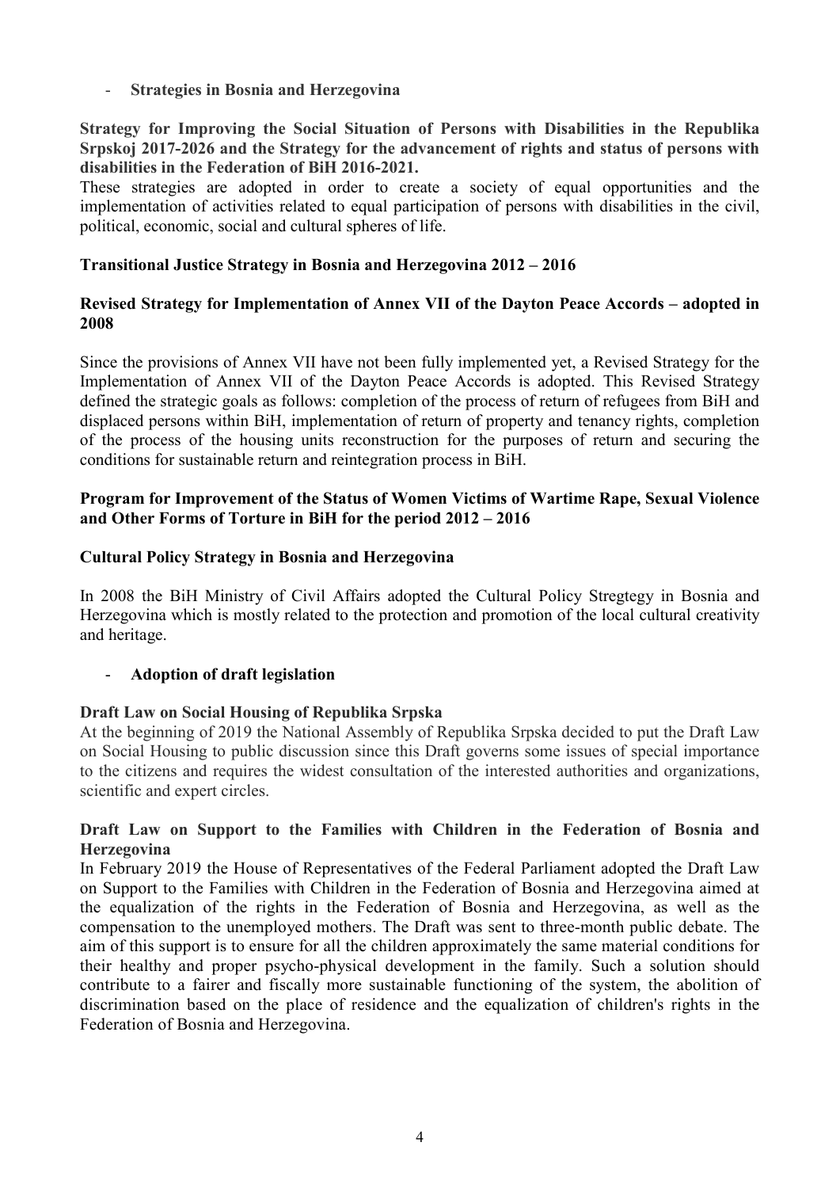- **Strategies in Bosnia and Herzegovina**

**Strategy for Improving the Social Situation of Persons with Disabilities in the Republika Srpskoj 2017-2026 and the Strategy for the advancement of rights and status of persons with disabilities in the Federation of BiH 2016-2021.**

These strategies are adopted in order to create a society of equal opportunities and the implementation of activities related to equal participation of persons with disabilities in the civil, political, economic, social and cultural spheres of life.

**Transitional Justice Strategy in Bosnia and Herzegovina 2012 – 2016**

**Revised Strategy for Implementation of Annex VII of the Dayton Peace Accords – adopted in 2008**

Since the provisions of Annex VII have not been fully implemented yet, a Revised Strategy for the Implementation of Annex VII of the Dayton Peace Accords is adopted. This Revised Strategy defined the strategic goals as follows: completion of the process of return of refugees from BiH and displaced persons within BiH, implementation of return of property and tenancy rights, completion of the process of the housing units reconstruction for the purposes of return and securing the conditions for sustainable return and reintegration process in BiH.

**Program for Improvement of the Status of Women Victims of Wartime Rape, Sexual Violence and Other Forms of Torture in BiH for the period 2012 – 2016**

**Cultural Policy Strategy in Bosnia and Herzegovina**

In 2008 the BiH Ministry of Civil Affairs adopted the Cultural Policy Stregtegy in Bosnia and Herzegovina which is mostly related to the protection and promotion of the local cultural creativity and heritage.

- **Adoption of draft legislation**

**Draft Law on Social Housing of Republika Srpska**

At the beginning of 2019 the National Assembly of Republika Srpska decided to put the Draft Law on Social Housing to public discussion since this Draft governs some issues of special importance to the citizens and requires the widest consultation of the interested authorities and organizations, scientific and expert circles.

**Draft Law on Support to the Families with Children in the Federation of Bosnia and Herzegovina**

In February 2019 the House of Representatives of the Federal Parliament adopted the Draft Law on Support to the Families with Children in the Federation of Bosnia and Herzegovina aimed at the equalization of the rights in the Federation of Bosnia and Herzegovina, as well as the compensation to the unemployed mothers. The Draft was sent to three-month public debate. The aim of this support is to ensure for all the children approximately the same material conditions for their healthy and proper psycho-physical development in the family. Such a solution should contribute to a fairer and fiscally more sustainable functioning of the system, the abolition of discrimination based on the place of residence and the equalization of children's rights in the Federation of Bosnia and Herzegovina.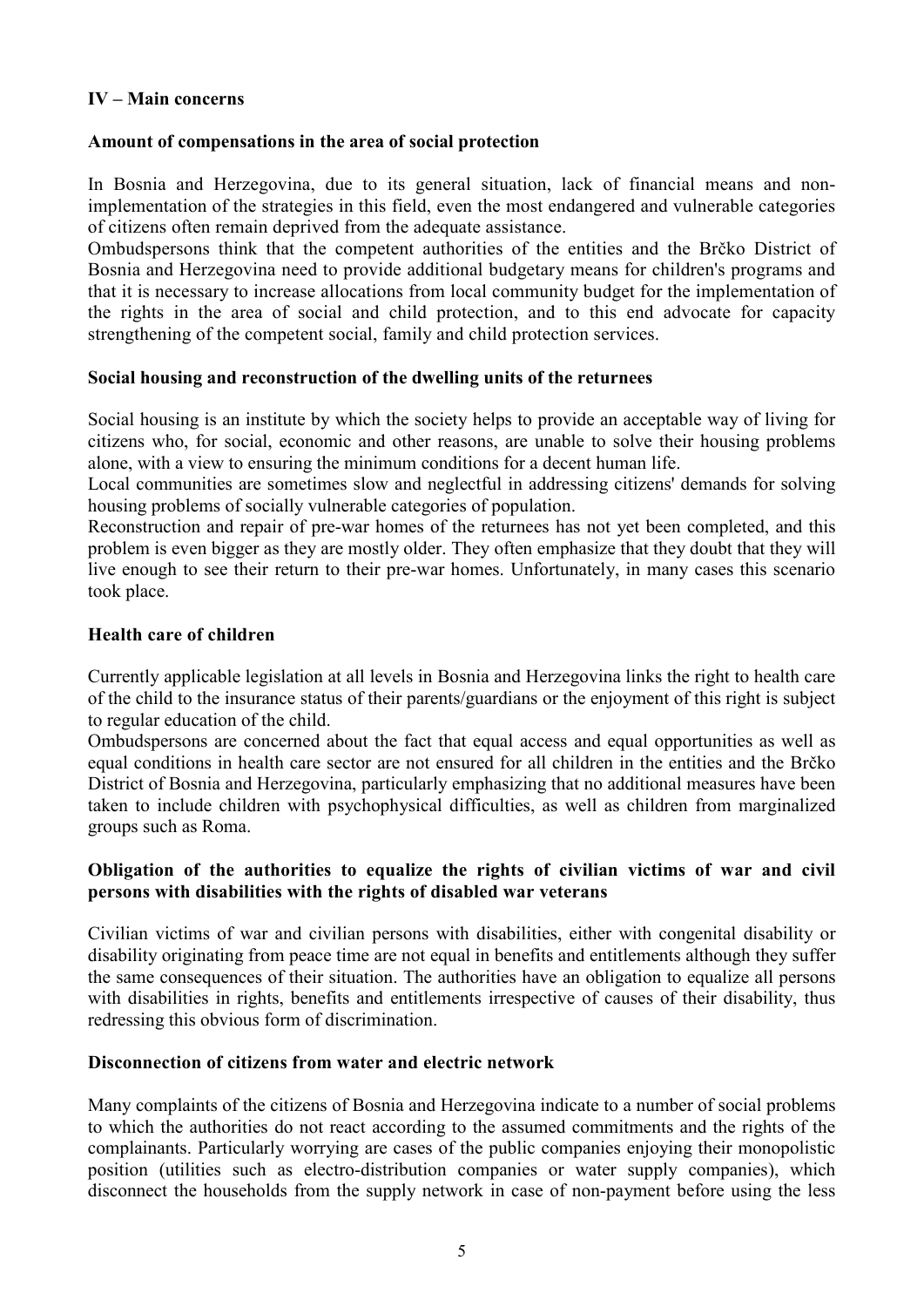## IV – Main concerns

### Amount of compensations in the area of social protection

In Bosnia and Herzegovina, due to its general situation, lack of financial means and non-implementation of the strategies in this field, even the most endangered and vulnerable categories of citizens often remain deprived from the adequate assistance.

Ombudspersons think that the competent authorities of the entities and the Brčko District of Bosnia and Herzegovina need to provide additional budgetary means for children's programs and that it is necessary to increase allocations from local community budget for the implementation of the rights in the area of social and child protection, and to this end advocate for capacity strengthening of the competent social, family and child protection services.

### Social housing and reconstruction of the dwelling units of the returnees

Social housing is an institute by which the society helps to provide an acceptable way of living for citizens who, for social, economic and other reasons, are unable to solve their housing problems alone, with a view to ensuring the minimum conditions for a decent human life.

Local communities are sometimes slow and neglectful in addressing citizens' demands for solving housing problems of socially vulnerable categories of population.

Reconstruction and repair of pre-war homes of the returnees has not yet been completed, and this problem is even bigger as they are mostly older. They often emphasize that they doubt that they will live enough to see their return to their pre-war homes. Unfortunately, in many cases this scenario took place.

### Health care of children

Currently applicable legislation at all levels in Bosnia and Herzegovina links the right to health care of the child to the insurance status of their parents/guardians or the enjoyment of this right is subject to regular education of the child.

Ombudspersons are concerned about the fact that equal access and equal opportunities as well as equal conditions in health care sector are not ensured for all children in the entities and the Brčko District of Bosnia and Herzegovina, particularly emphasizing that no additional measures have been taken to include children with psychophysical difficulties, as well as children from marginalized groups such as Roma.

### Obligation of the authorities to equalize the rights of civilian victims of war and civil persons with disabilities with the rights of disabled war veterans

Civilian victims of war and civilian persons with disabilities, either with congenital disability or disability originating from peace time are not equal in benefits and entitlements although they suffer the same consequences of their situation. The authorities have an obligation to equalize all persons with disabilities in rights, benefits and entitlements irrespective of causes of their disability, thus redressing this obvious form of discrimination.

### Disconnection of citizens from water and electric network

Many complaints of the citizens of Bosnia and Herzegovina indicate to a number of social problems to which the authorities do not react according to the assumed commitments and the rights of the complainants. Particularly worrying are cases of the public companies enjoying their monopolistic position (utilities such as electro-distribution companies or water supply companies), which disconnect the households from the supply network in case of non-payment before using the less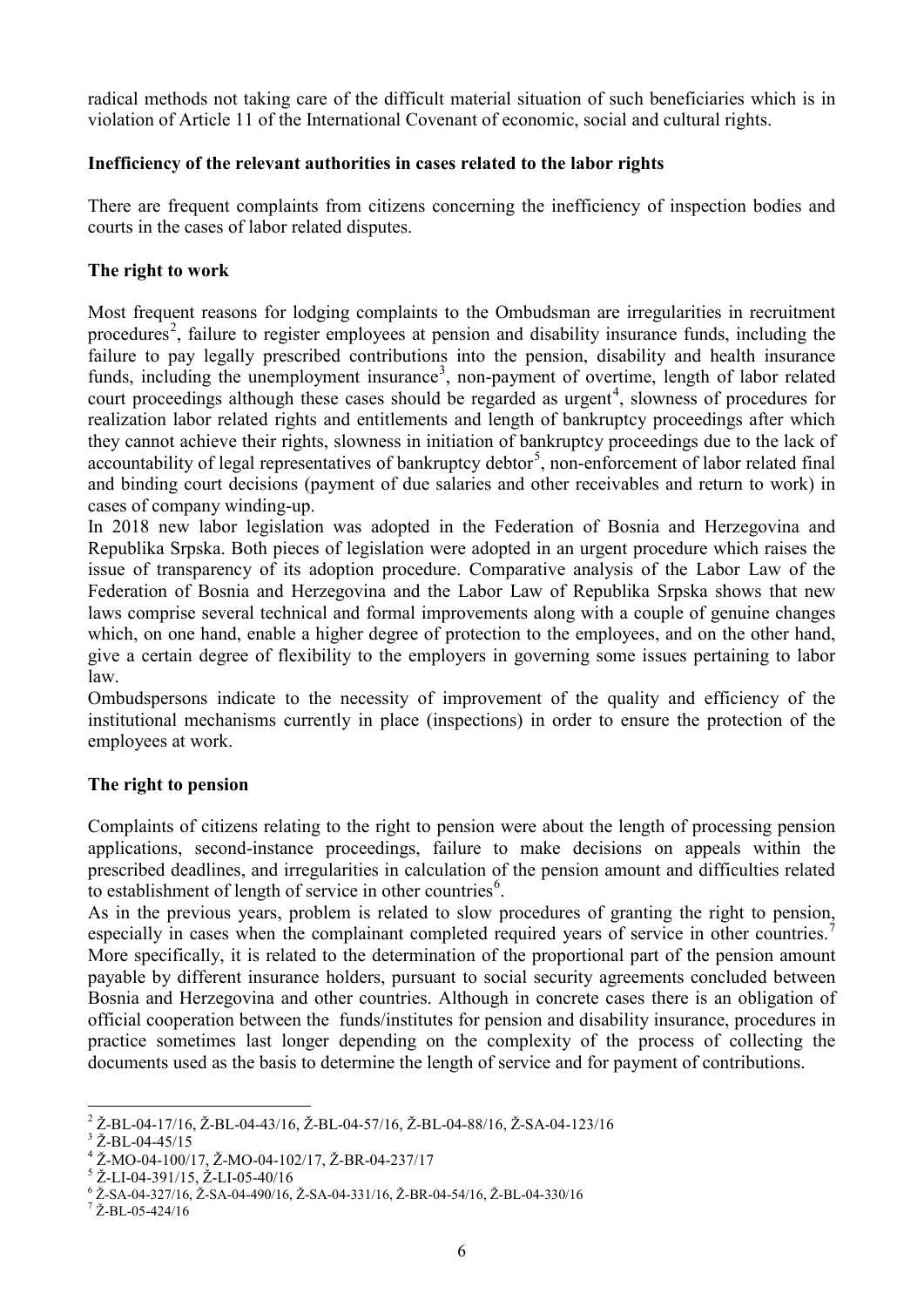radical methods not taking care of the difficult material situation of such beneficiaries which is in violation of Article 11 of the International Covenant of economic, social and cultural rights.

**Inefficiency of the relevant authorities in cases related to the labor rights**

There are frequent complaints from citizens concerning the inefficiency of inspection bodies and courts in the cases of labor related disputes.

**The right to work**

Most frequent reasons for lodging complaints to the Ombudsman are irregularities in recruitment procedures[2], failure to register employees at pension and disability insurance funds, including the failure to pay legally prescribed contributions into the pension, disability and health insurance funds, including the unemployment insurance[3], non-payment of overtime, length of labor related court proceedings although these cases should be regarded as urgent[4], slowness of procedures for realization labor related rights and entitlements and length of bankruptcy proceedings after which they cannot achieve their rights, slowness in initiation of bankruptcy proceedings due to the lack of accountability of legal representatives of bankruptcy debtor[5], non-enforcement of labor related final and binding court decisions (payment of due salaries and other receivables and return to work) in cases of company winding-up.

In 2018 new labor legislation was adopted in the Federation of Bosnia and Herzegovina and Republika Srpska. Both pieces of legislation were adopted in an urgent procedure which raises the issue of transparency of its adoption procedure. Comparative analysis of the Labor Law of the Federation of Bosnia and Herzegovina and the Labor Law of Republika Srpska shows that new laws comprise several technical and formal improvements along with a couple of genuine changes which, on one hand, enable a higher degree of protection to the employees, and on the other hand, give a certain degree of flexibility to the employers in governing some issues pertaining to labor law.

Ombudspersons indicate to the necessity of improvement of the quality and efficiency of the institutional mechanisms currently in place (inspections) in order to ensure the protection of the employees at work.

**The right to pension**

Complaints of citizens relating to the right to pension were about the length of processing pension applications, second-instance proceedings, failure to make decisions on appeals within the prescribed deadlines, and irregularities in calculation of the pension amount and difficulties related to establishment of length of service in other countries[6].

As in the previous years, problem is related to slow procedures of granting the right to pension, especially in cases when the complainant completed required years of service in other countries.[7] More specifically, it is related to the determination of the proportional part of the pension amount payable by different insurance holders, pursuant to social security agreements concluded between Bosnia and Herzegovina and other countries. Although in concrete cases there is an obligation of official cooperation between the funds/institutes for pension and disability insurance, procedures in practice sometimes last longer depending on the complexity of the process of collecting the documents used as the basis to determine the length of service and for payment of contributions.

---

[2] Ž-BL-04-17/16, Ž-BL-04-43/16, Ž-BL-04-57/16, Ž-BL-04-88/16, Ž-SA-04-123/16

[3] Ž-BL-04-45/15

[4] Ž-MO-04-100/17, Ž-MO-04-102/17, Ž-BR-04-237/17

[5] Ž-LI-04-391/15, Ž-LI-05-40/16

[6] Ž-SA-04-327/16, Ž-SA-04-490/16, Ž-SA-04-331/16, Ž-BR-04-54/16, Ž-BL-04-330/16

[7] Ž-BL-05-424/16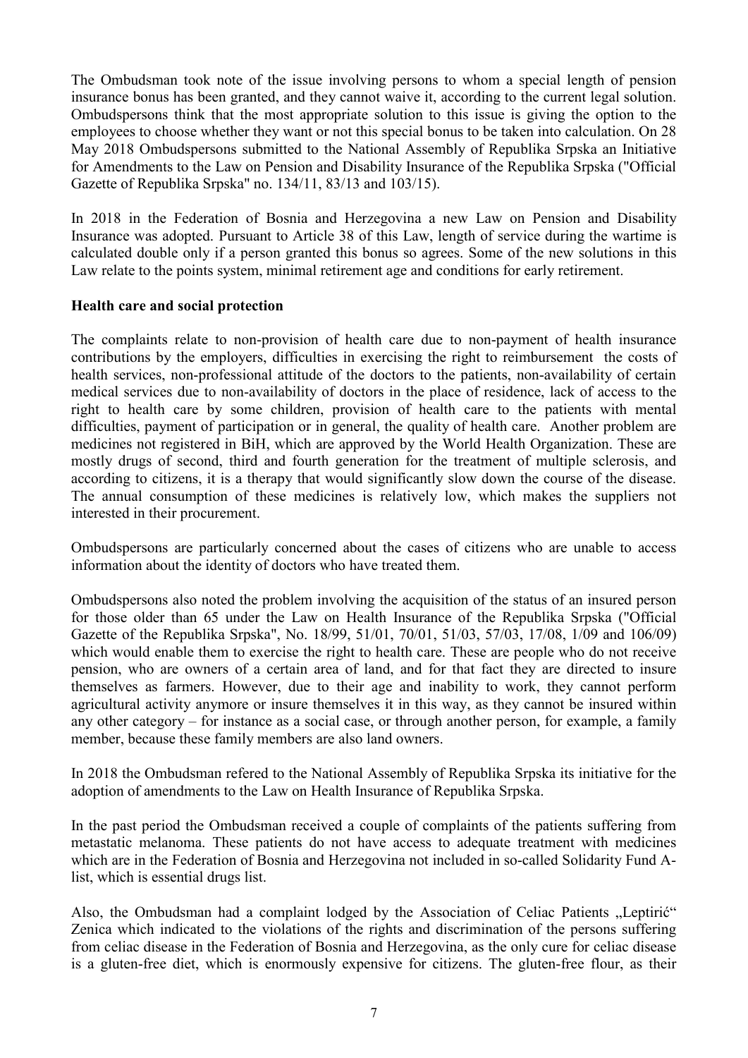The Ombudsman took note of the issue involving persons to whom a special length of pension insurance bonus has been granted, and they cannot waive it, according to the current legal solution. Ombudspersons think that the most appropriate solution to this issue is giving the option to the employees to choose whether they want or not this special bonus to be taken into calculation. On 28 May 2018 Ombudspersons submitted to the National Assembly of Republika Srpska an Initiative for Amendments to the Law on Pension and Disability Insurance of the Republika Srpska ("Official Gazette of Republika Srpska" no. 134/11, 83/13 and 103/15).

In 2018 in the Federation of Bosnia and Herzegovina a new Law on Pension and Disability Insurance was adopted. Pursuant to Article 38 of this Law, length of service during the wartime is calculated double only if a person granted this bonus so agrees. Some of the new solutions in this Law relate to the points system, minimal retirement age and conditions for early retirement.

**Health care and social protection**

The complaints relate to non-provision of health care due to non-payment of health insurance contributions by the employers, difficulties in exercising the right to reimbursement the costs of health services, non-professional attitude of the doctors to the patients, non-availability of certain medical services due to non-availability of doctors in the place of residence, lack of access to the right to health care by some children, provision of health care to the patients with mental difficulties, payment of participation or in general, the quality of health care. Another problem are medicines not registered in BiH, which are approved by the World Health Organization. These are mostly drugs of second, third and fourth generation for the treatment of multiple sclerosis, and according to citizens, it is a therapy that would significantly slow down the course of the disease. The annual consumption of these medicines is relatively low, which makes the suppliers not interested in their procurement.

Ombudspersons are particularly concerned about the cases of citizens who are unable to access information about the identity of doctors who have treated them.

Ombudspersons also noted the problem involving the acquisition of the status of an insured person for those older than 65 under the Law on Health Insurance of the Republika Srpska ("Official Gazette of the Republika Srpska", No. 18/99, 51/01, 70/01, 51/03, 57/03, 17/08, 1/09 and 106/09) which would enable them to exercise the right to health care. These are people who do not receive pension, who are owners of a certain area of land, and for that fact they are directed to insure themselves as farmers. However, due to their age and inability to work, they cannot perform agricultural activity anymore or insure themselves it in this way, as they cannot be insured within any other category – for instance as a social case, or through another person, for example, a family member, because these family members are also land owners.

In 2018 the Ombudsman refered to the National Assembly of Republika Srpska its initiative for the adoption of amendments to the Law on Health Insurance of Republika Srpska.

In the past period the Ombudsman received a couple of complaints of the patients suffering from metastatic melanoma. These patients do not have access to adequate treatment with medicines which are in the Federation of Bosnia and Herzegovina not included in so-called Solidarity Fund A-list, which is essential drugs list.

Also, the Ombudsman had a complaint lodged by the Association of Celiac Patients „Leptirić" Zenica which indicated to the violations of the rights and discrimination of the persons suffering from celiac disease in the Federation of Bosnia and Herzegovina, as the only cure for celiac disease is a gluten-free diet, which is enormously expensive for citizens. The gluten-free flour, as their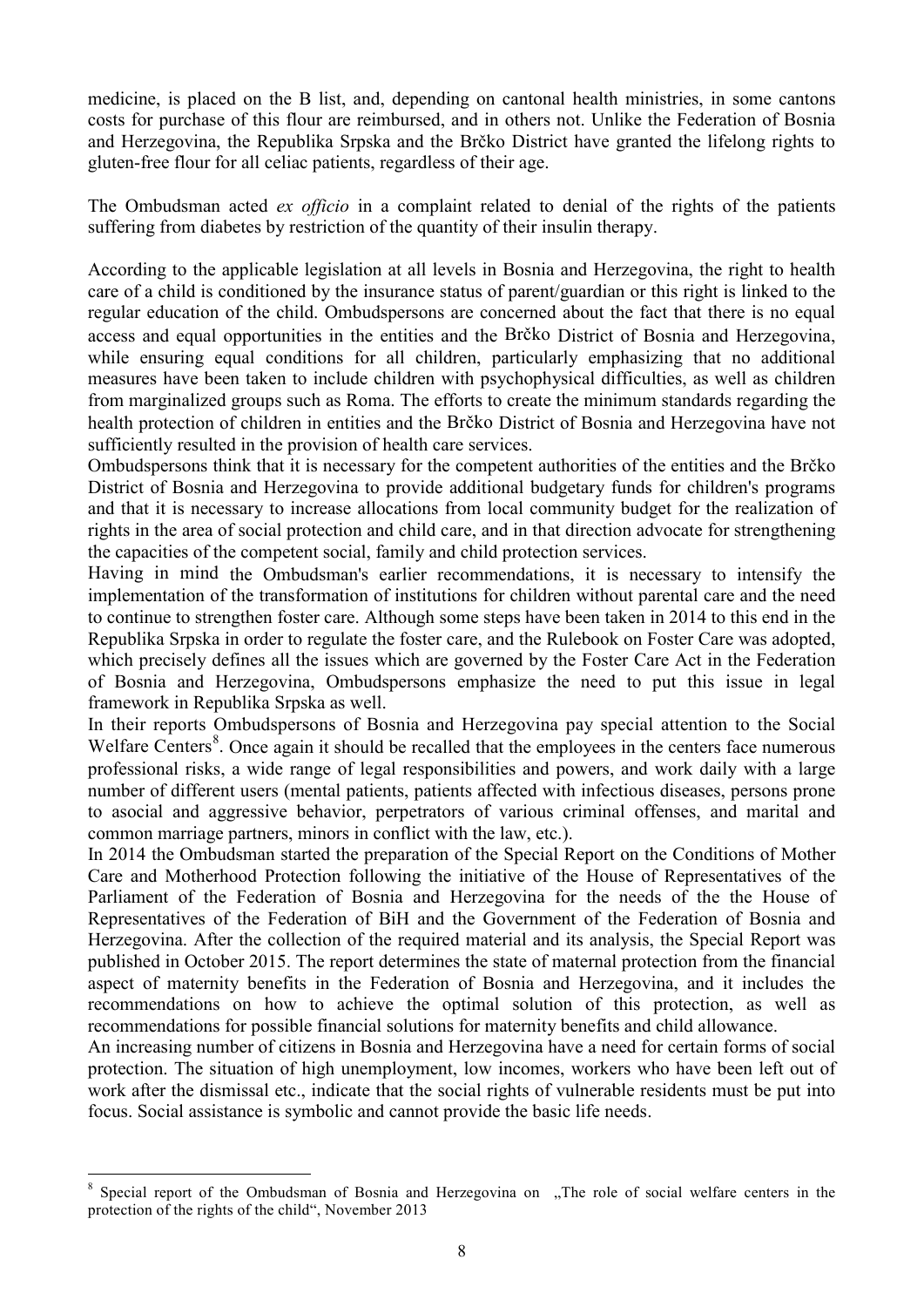medicine, is placed on the B list, and, depending on cantonal health ministries, in some cantons costs for purchase of this flour are reimbursed, and in others not. Unlike the Federation of Bosnia and Herzegovina, the Republika Srpska and the Brčko District have granted the lifelong rights to gluten-free flour for all celiac patients, regardless of their age.

The Ombudsman acted *ex officio* in a complaint related to denial of the rights of the patients suffering from diabetes by restriction of the quantity of their insulin therapy.

According to the applicable legislation at all levels in Bosnia and Herzegovina, the right to health care of a child is conditioned by the insurance status of parent/guardian or this right is linked to the regular education of the child. Ombudspersons are concerned about the fact that there is no equal access and equal opportunities in the entities and the Brčko District of Bosnia and Herzegovina, while ensuring equal conditions for all children, particularly emphasizing that no additional measures have been taken to include children with psychophysical difficulties, as well as children from marginalized groups such as Roma. The efforts to create the minimum standards regarding the health protection of children in entities and the Brčko District of Bosnia and Herzegovina have not sufficiently resulted in the provision of health care services.

Ombudspersons think that it is necessary for the competent authorities of the entities and the Brčko District of Bosnia and Herzegovina to provide additional budgetary funds for children's programs and that it is necessary to increase allocations from local community budget for the realization of rights in the area of social protection and child care, and in that direction advocate for strengthening the capacities of the competent social, family and child protection services.

Having in mind the Ombudsman's earlier recommendations, it is necessary to intensify the implementation of the transformation of institutions for children without parental care and the need to continue to strengthen foster care. Although some steps have been taken in 2014 to this end in the Republika Srpska in order to regulate the foster care, and the Rulebook on Foster Care was adopted, which precisely defines all the issues which are governed by the Foster Care Act in the Federation of Bosnia and Herzegovina, Ombudspersons emphasize the need to put this issue in legal framework in Republika Srpska as well.

In their reports Ombudspersons of Bosnia and Herzegovina pay special attention to the Social Welfare Centers[8]. Once again it should be recalled that the employees in the centers face numerous professional risks, a wide range of legal responsibilities and powers, and work daily with a large number of different users (mental patients, patients affected with infectious diseases, persons prone to asocial and aggressive behavior, perpetrators of various criminal offenses, and marital and common marriage partners, minors in conflict with the law, etc.).

In 2014 the Ombudsman started the preparation of the Special Report on the Conditions of Mother Care and Motherhood Protection following the initiative of the House of Representatives of the Parliament of the Federation of Bosnia and Herzegovina for the needs of the the House of Representatives of the Federation of BiH and the Government of the Federation of Bosnia and Herzegovina. After the collection of the required material and its analysis, the Special Report was published in October 2015. The report determines the state of maternal protection from the financial aspect of maternity benefits in the Federation of Bosnia and Herzegovina, and it includes the recommendations on how to achieve the optimal solution of this protection, as well as recommendations for possible financial solutions for maternity benefits and child allowance.

An increasing number of citizens in Bosnia and Herzegovina have a need for certain forms of social protection. The situation of high unemployment, low incomes, workers who have been left out of work after the dismissal etc., indicate that the social rights of vulnerable residents must be put into focus. Social assistance is symbolic and cannot provide the basic life needs.

[8] Special report of the Ombudsman of Bosnia and Herzegovina on „The role of social welfare centers in the protection of the rights of the child", November 2013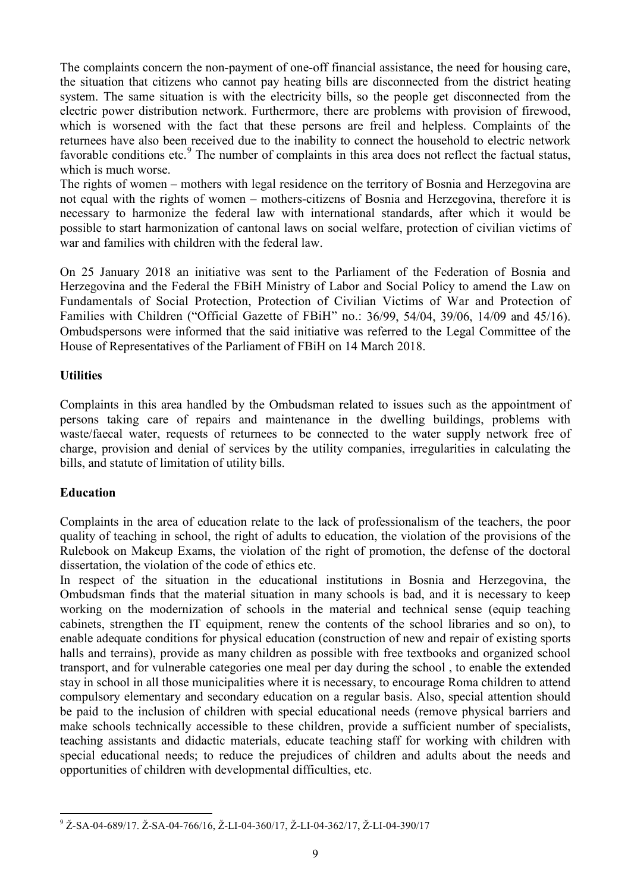The complaints concern the non-payment of one-off financial assistance, the need for housing care, the situation that citizens who cannot pay heating bills are disconnected from the district heating system. The same situation is with the electricity bills, so the people get disconnected from the electric power distribution network. Furthermore, there are problems with provision of firewood, which is worsened with the fact that these persons are freil and helpless. Complaints of the returnees have also been received due to the inability to connect the household to electric network favorable conditions etc.[9] The number of complaints in this area does not reflect the factual status, which is much worse.

The rights of women – mothers with legal residence on the territory of Bosnia and Herzegovina are not equal with the rights of women – mothers-citizens of Bosnia and Herzegovina, therefore it is necessary to harmonize the federal law with international standards, after which it would be possible to start harmonization of cantonal laws on social welfare, protection of civilian victims of war and families with children with the federal law.

On 25 January 2018 an initiative was sent to the Parliament of the Federation of Bosnia and Herzegovina and the Federal the FBiH Ministry of Labor and Social Policy to amend the Law on Fundamentals of Social Protection, Protection of Civilian Victims of War and Protection of Families with Children ("Official Gazette of FBiH" no.: 36/99, 54/04, 39/06, 14/09 and 45/16). Ombudspersons were informed that the said initiative was referred to the Legal Committee of the House of Representatives of the Parliament of FBiH on 14 March 2018.

**Utilities**

Complaints in this area handled by the Ombudsman related to issues such as the appointment of persons taking care of repairs and maintenance in the dwelling buildings, problems with waste/faecal water, requests of returnees to be connected to the water supply network free of charge, provision and denial of services by the utility companies, irregularities in calculating the bills, and statute of limitation of utility bills.

**Education**

Complaints in the area of education relate to the lack of professionalism of the teachers, the poor quality of teaching in school, the right of adults to education, the violation of the provisions of the Rulebook on Makeup Exams, the violation of the right of promotion, the defense of the doctoral dissertation, the violation of the code of ethics etc.

In respect of the situation in the educational institutions in Bosnia and Herzegovina, the Ombudsman finds that the material situation in many schools is bad, and it is necessary to keep working on the modernization of schools in the material and technical sense (equip teaching cabinets, strengthen the IT equipment, renew the contents of the school libraries and so on), to enable adequate conditions for physical education (construction of new and repair of existing sports halls and terrains), provide as many children as possible with free textbooks and organized school transport, and for vulnerable categories one meal per day during the school , to enable the extended stay in school in all those municipalities where it is necessary, to encourage Roma children to attend compulsory elementary and secondary education on a regular basis. Also, special attention should be paid to the inclusion of children with special educational needs (remove physical barriers and make schools technically accessible to these children, provide a sufficient number of specialists, teaching assistants and didactic materials, educate teaching staff for working with children with special educational needs; to reduce the prejudices of children and adults about the needs and opportunities of children with developmental difficulties, etc.

[9] Ž-SA-04-689/17. Ž-SA-04-766/16, Ž-LI-04-360/17, Ž-LI-04-362/17, Ž-LI-04-390/17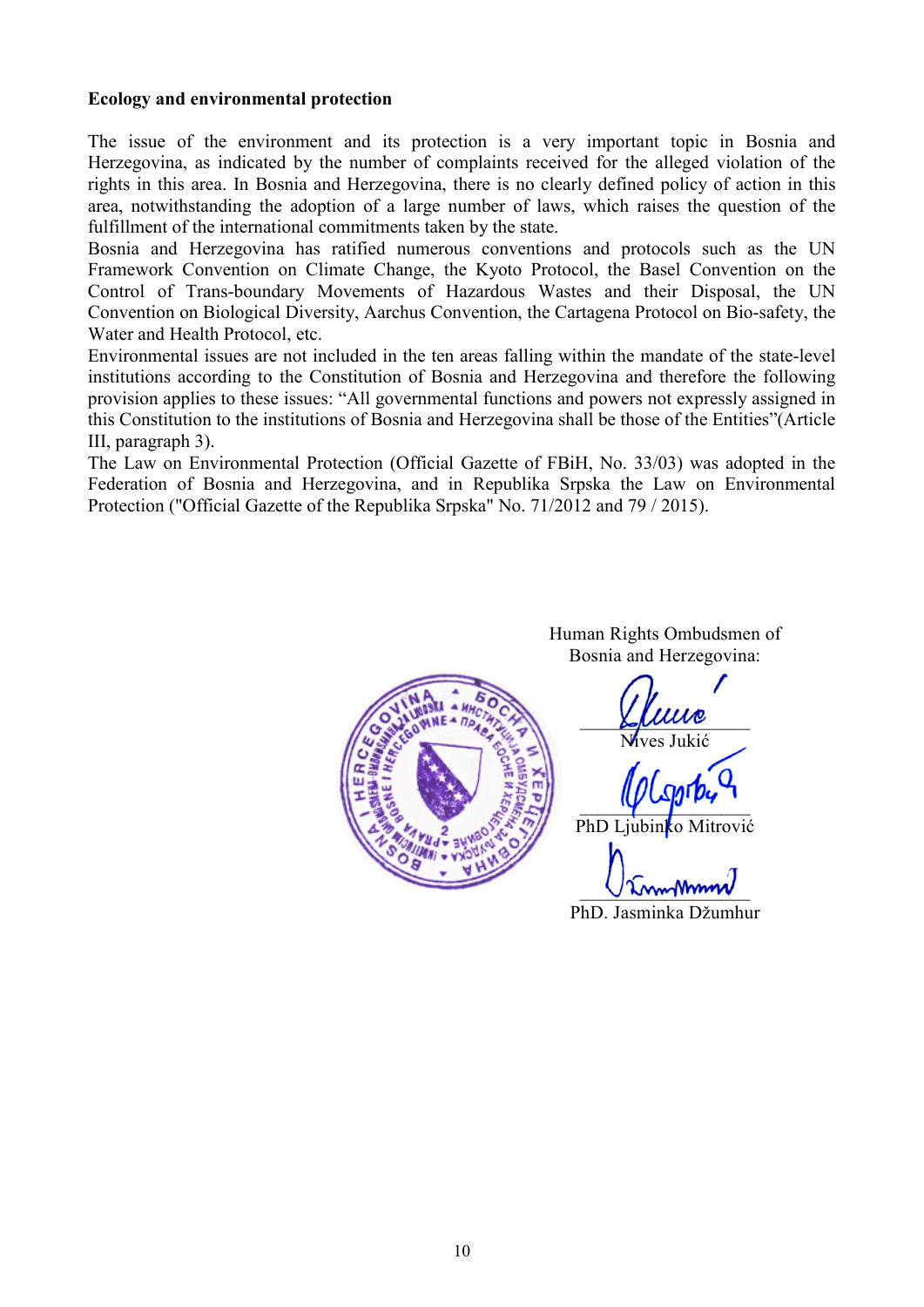**Ecology and environmental protection**

The issue of the environment and its protection is a very important topic in Bosnia and Herzegovina, as indicated by the number of complaints received for the alleged violation of the rights in this area. In Bosnia and Herzegovina, there is no clearly defined policy of action in this area, notwithstanding the adoption of a large number of laws, which raises the question of the fulfillment of the international commitments taken by the state.

Bosnia and Herzegovina has ratified numerous conventions and protocols such as the UN Framework Convention on Climate Change, the Kyoto Protocol, the Basel Convention on the Control of Trans-boundary Movements of Hazardous Wastes and their Disposal, the UN Convention on Biological Diversity, Aarchus Convention, the Cartagena Protocol on Bio-safety, the Water and Health Protocol, etc.

Environmental issues are not included in the ten areas falling within the mandate of the state-level institutions according to the Constitution of Bosnia and Herzegovina and therefore the following provision applies to these issues: "All governmental functions and powers not expressly assigned in this Constitution to the institutions of Bosnia and Herzegovina shall be those of the Entities"(Article III, paragraph 3).

The Law on Environmental Protection (Official Gazette of FBiH, No. 33/03) was adopted in the Federation of Bosnia and Herzegovina, and in Republika Srpska the Law on Environmental Protection ("Official Gazette of the Republika Srpska" No. 71/2012 and 79 / 2015).

Human Rights Ombudsmen of Bosnia and Herzegovina:

Nives Jukić

PhD Ljubinko Mitrović

PhD. Jasminka Džumhur